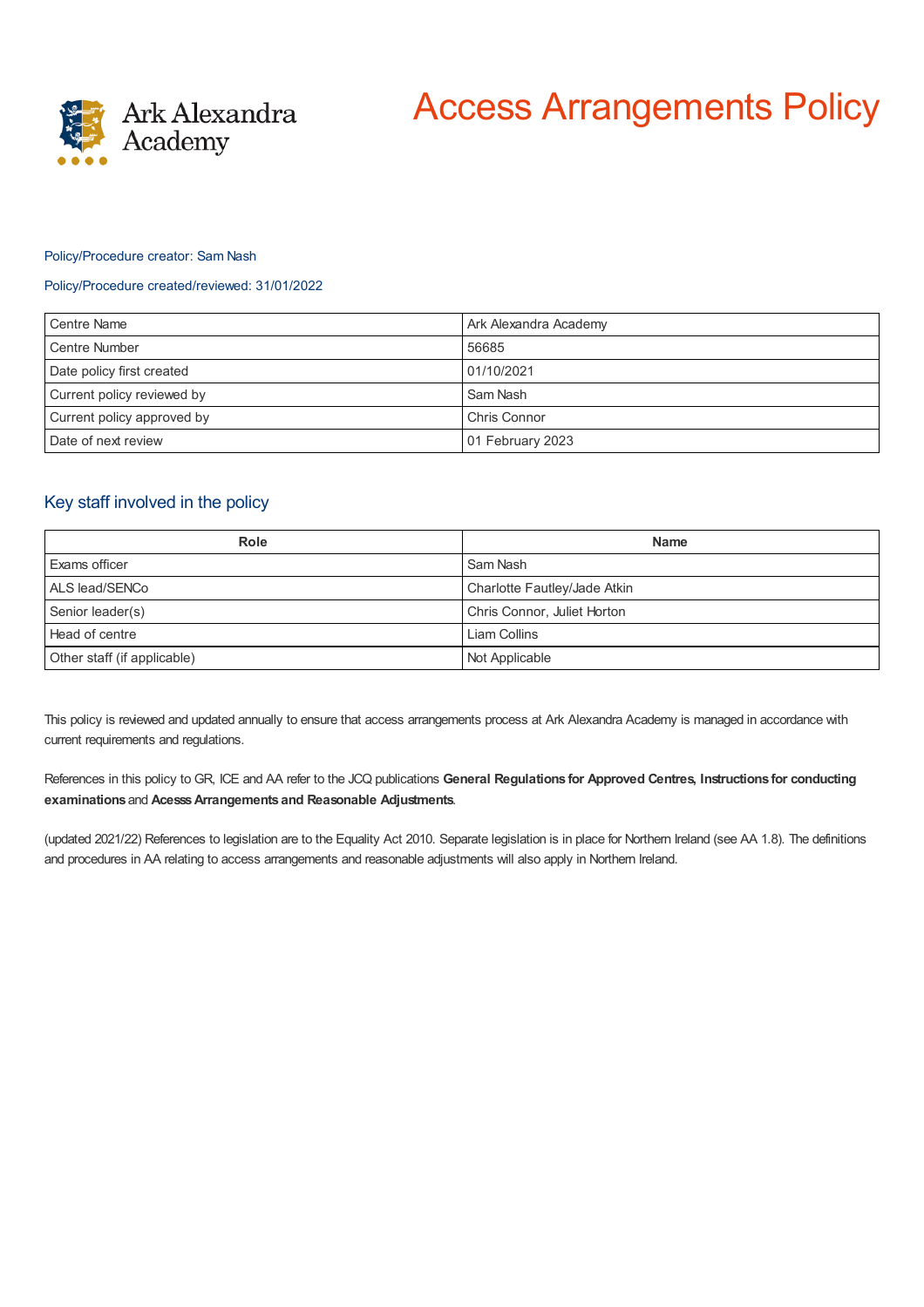Ark Alexandra Academy

# Access Arrangements Policy

Policy/Procedure creator: Sam Nash

Policy/Procedure created/reviewed: 31/01/2022

| | |
|---|---|
| Centre Name | Ark Alexandra Academy |
| Centre Number | 56685 |
| Date policy first created | 01/10/2021 |
| Current policy reviewed by | Sam Nash |
| Current policy approved by | Chris Connor |
| Date of next review | 01 February 2023 |

## Key staff involved in the policy

| Role | Name |
|---|---|
| Exams officer | Sam Nash |
| ALS lead/SENCo | Charlotte Fautley/Jade Atkin |
| Senior leader(s) | Chris Connor, Juliet Horton |
| Head of centre | Liam Collins |
| Other staff (if applicable) | Not Applicable |

This policy is reviewed and updated annually to ensure that access arrangements process at Ark Alexandra Academy is managed in accordance with current requirements and regulations.

References in this policy to GR, ICE and AA refer to the JCQ publications **General Regulations for Approved Centres, Instructions for conducting examinations** and **Acesss Arrangements and Reasonable Adjustments**.

(updated 2021/22) References to legislation are to the Equality Act 2010. Separate legislation is in place for Northern Ireland (see AA 1.8). The definitions and procedures in AA relating to access arrangements and reasonable adjustments will also apply in Northern Ireland.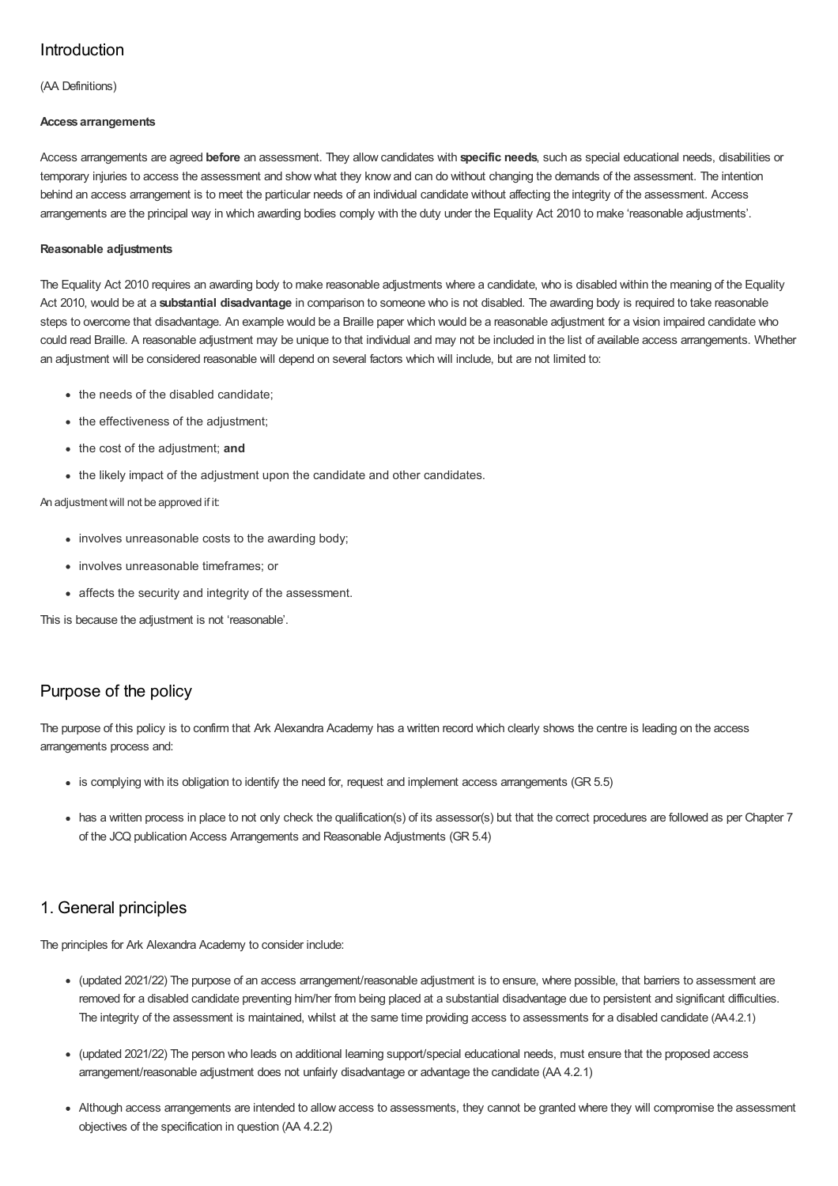## Introduction

(AA Definitions)

**Access arrangements**

Access arrangements are agreed **before** an assessment. They allow candidates with **specific needs**, such as special educational needs, disabilities or temporary injuries to access the assessment and show what they know and can do without changing the demands of the assessment. The intention behind an access arrangement is to meet the particular needs of an individual candidate without affecting the integrity of the assessment. Access arrangements are the principal way in which awarding bodies comply with the duty under the Equality Act 2010 to make 'reasonable adjustments'.

**Reasonable adjustments**

The Equality Act 2010 requires an awarding body to make reasonable adjustments where a candidate, who is disabled within the meaning of the Equality Act 2010, would be at a **substantial disadvantage** in comparison to someone who is not disabled. The awarding body is required to take reasonable steps to overcome that disadvantage. An example would be a Braille paper which would be a reasonable adjustment for a vision impaired candidate who could read Braille. A reasonable adjustment may be unique to that individual and may not be included in the list of available access arrangements. Whether an adjustment will be considered reasonable will depend on several factors which will include, but are not limited to:

- the needs of the disabled candidate;
- the effectiveness of the adjustment;
- the cost of the adjustment; **and**
- the likely impact of the adjustment upon the candidate and other candidates.

An adjustment will not be approved if it:

- involves unreasonable costs to the awarding body;
- involves unreasonable timeframes; or
- affects the security and integrity of the assessment.

This is because the adjustment is not 'reasonable'.

## Purpose of the policy

The purpose of this policy is to confirm that Ark Alexandra Academy has a written record which clearly shows the centre is leading on the access arrangements process and:

- is complying with its obligation to identify the need for, request and implement access arrangements (GR 5.5)
- has a written process in place to not only check the qualification(s) of its assessor(s) but that the correct procedures are followed as per Chapter 7 of the JCQ publication Access Arrangements and Reasonable Adjustments (GR 5.4)

## 1. General principles

The principles for Ark Alexandra Academy to consider include:

- (updated 2021/22) The purpose of an access arrangement/reasonable adjustment is to ensure, where possible, that barriers to assessment are removed for a disabled candidate preventing him/her from being placed at a substantial disadvantage due to persistent and significant difficulties. The integrity of the assessment is maintained, whilst at the same time providing access to assessments for a disabled candidate (AA 4.2.1)
- (updated 2021/22) The person who leads on additional learning support/special educational needs, must ensure that the proposed access arrangement/reasonable adjustment does not unfairly disadvantage or advantage the candidate (AA 4.2.1)
- Although access arrangements are intended to allow access to assessments, they cannot be granted where they will compromise the assessment objectives of the specification in question (AA 4.2.2)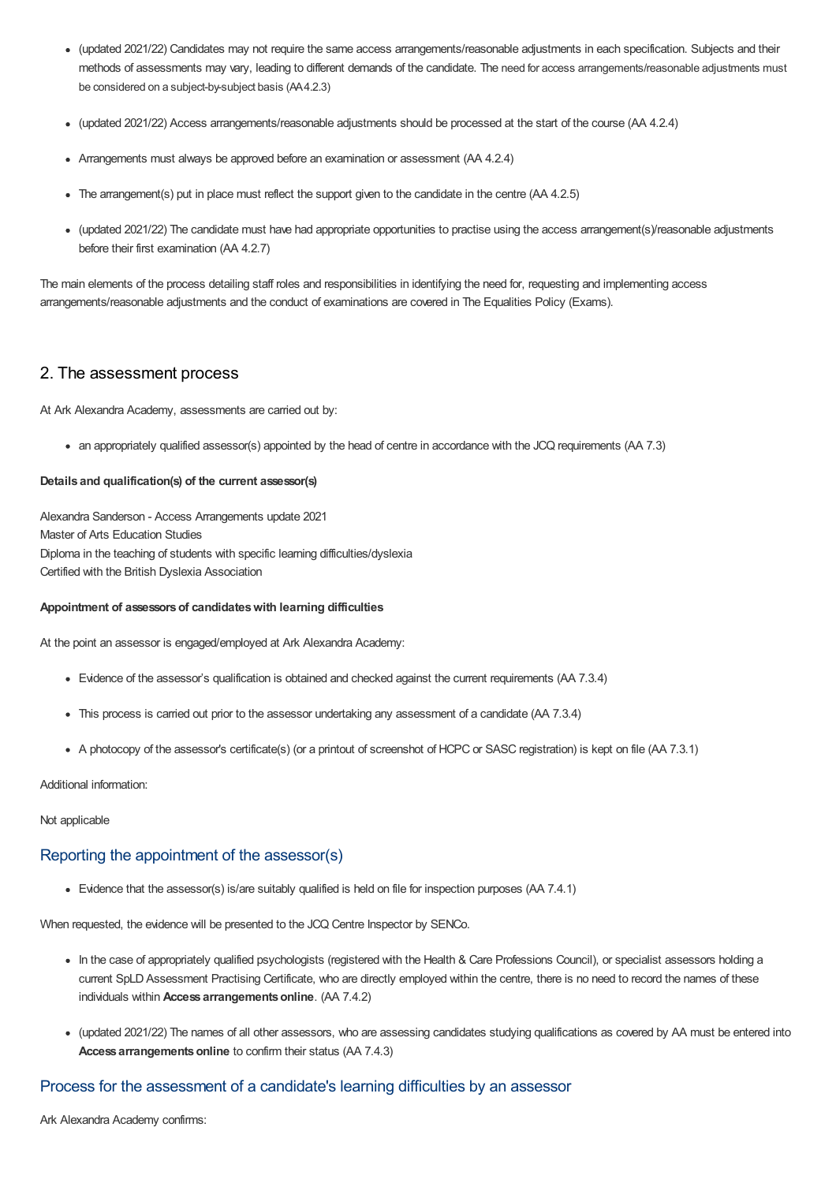- (updated 2021/22) Candidates may not require the same access arrangements/reasonable adjustments in each specification. Subjects and their methods of assessments may vary, leading to different demands of the candidate. The need for access arrangements/reasonable adjustments must be considered on a subject-by-subject basis (AA4.2.3)
- (updated 2021/22) Access arrangements/reasonable adjustments should be processed at the start of the course (AA 4.2.4)
- Arrangements must always be approved before an examination or assessment (AA 4.2.4)
- The arrangement(s) put in place must reflect the support given to the candidate in the centre (AA 4.2.5)
- (updated 2021/22) The candidate must have had appropriate opportunities to practise using the access arrangement(s)/reasonable adjustments before their first examination (AA 4.2.7)

The main elements of the process detailing staff roles and responsibilities in identifying the need for, requesting and implementing access arrangements/reasonable adjustments and the conduct of examinations are covered in The Equalities Policy (Exams).

## 2. The assessment process

At Ark Alexandra Academy, assessments are carried out by:

- an appropriately qualified assessor(s) appointed by the head of centre in accordance with the JCQ requirements (AA 7.3)

**Details and qualification(s) of the current assessor(s)**

Alexandra Sanderson - Access Arrangements update 2021
Master of Arts Education Studies
Diploma in the teaching of students with specific learning difficulties/dyslexia
Certified with the British Dyslexia Association

**Appointment of assessors of candidates with learning difficulties**

At the point an assessor is engaged/employed at Ark Alexandra Academy:

- Evidence of the assessor's qualification is obtained and checked against the current requirements (AA 7.3.4)
- This process is carried out prior to the assessor undertaking any assessment of a candidate (AA 7.3.4)
- A photocopy of the assessor's certificate(s) (or a printout of screenshot of HCPC or SASC registration) is kept on file (AA 7.3.1)

Additional information:

Not applicable

### Reporting the appointment of the assessor(s)

- Evidence that the assessor(s) is/are suitably qualified is held on file for inspection purposes (AA 7.4.1)

When requested, the evidence will be presented to the JCQ Centre Inspector by SENCo.

- In the case of appropriately qualified psychologists (registered with the Health & Care Professions Council), or specialist assessors holding a current SpLD Assessment Practising Certificate, who are directly employed within the centre, there is no need to record the names of these individuals within **Access arrangements online**. (AA 7.4.2)
- (updated 2021/22) The names of all other assessors, who are assessing candidates studying qualifications as covered by AA must be entered into **Access arrangements online** to confirm their status (AA 7.4.3)

### Process for the assessment of a candidate's learning difficulties by an assessor

Ark Alexandra Academy confirms: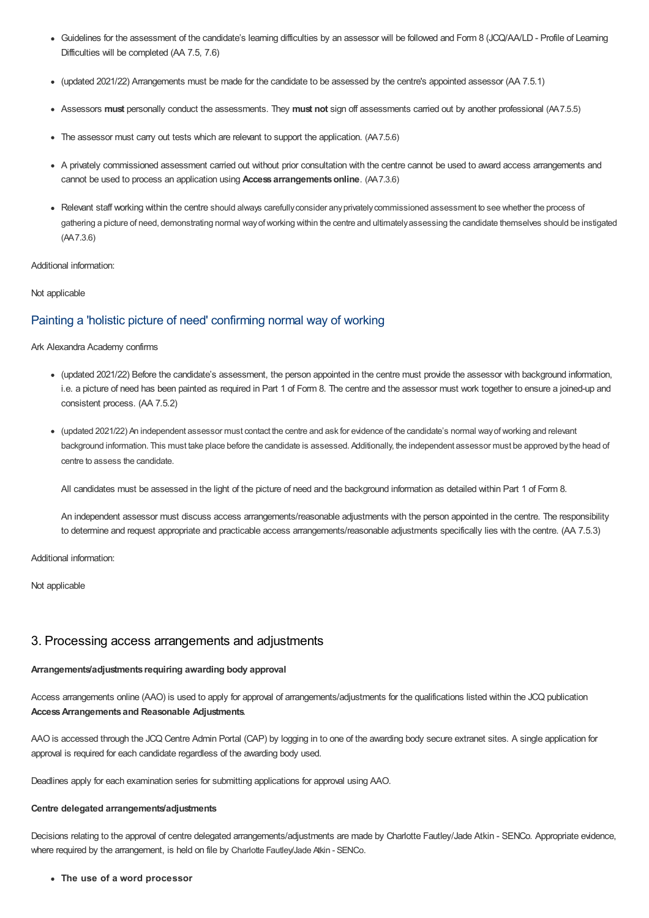- Guidelines for the assessment of the candidate's learning difficulties by an assessor will be followed and Form 8 (JCQ/AA/LD - Profile of Learning Difficulties will be completed (AA 7.5, 7.6)

- (updated 2021/22) Arrangements must be made for the candidate to be assessed by the centre's appointed assessor (AA 7.5.1)

- Assessors **must** personally conduct the assessments. They **must not** sign off assessments carried out by another professional (AA7.5.5)

- The assessor must carry out tests which are relevant to support the application. (AA7.5.6)

- A privately commissioned assessment carried out without prior consultation with the centre cannot be used to award access arrangements and cannot be used to process an application using **Access arrangements online**. (AA7.3.6)

- Relevant staff working within the centre should always carefully consider any privately commissioned assessment to see whether the process of gathering a picture of need, demonstrating normal way of working within the centre and ultimately assessing the candidate themselves should be instigated (AA7.3.6)

Additional information:

Not applicable

## Painting a 'holistic picture of need' confirming normal way of working

Ark Alexandra Academy confirms

- (updated 2021/22) Before the candidate's assessment, the person appointed in the centre must provide the assessor with background information, i.e. a picture of need has been painted as required in Part 1 of Form 8. The centre and the assessor must work together to ensure a joined-up and consistent process. (AA 7.5.2)

- (updated 2021/22) An independent assessor must contact the centre and ask for evidence of the candidate's normal way of working and relevant background information. This must take place before the candidate is assessed. Additionally, the independent assessor must be approved by the head of centre to assess the candidate.

  All candidates must be assessed in the light of the picture of need and the background information as detailed within Part 1 of Form 8.

  An independent assessor must discuss access arrangements/reasonable adjustments with the person appointed in the centre. The responsibility to determine and request appropriate and practicable access arrangements/reasonable adjustments specifically lies with the centre. (AA 7.5.3)

Additional information:

Not applicable

## 3. Processing access arrangements and adjustments

**Arrangements/adjustments requiring awarding body approval**

Access arrangements online (AAO) is used to apply for approval of arrangements/adjustments for the qualifications listed within the JCQ publication **Access Arrangements and Reasonable Adjustments**.

AAO is accessed through the JCQ Centre Admin Portal (CAP) by logging in to one of the awarding body secure extranet sites. A single application for approval is required for each candidate regardless of the awarding body used.

Deadlines apply for each examination series for submitting applications for approval using AAO.

**Centre delegated arrangements/adjustments**

Decisions relating to the approval of centre delegated arrangements/adjustments are made by Charlotte Fautley/Jade Atkin - SENCo. Appropriate evidence, where required by the arrangement, is held on file by Charlotte Fautley/Jade Atkin - SENCo.

- **The use of a word processor**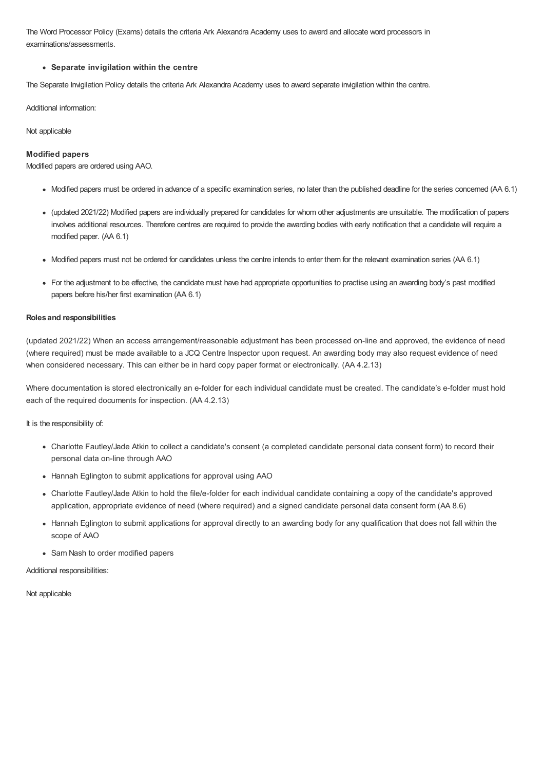The Word Processor Policy (Exams) details the criteria Ark Alexandra Academy uses to award and allocate word processors in examinations/assessments.

- **Separate invigilation within the centre**

The Separate Invigilation Policy details the criteria Ark Alexandra Academy uses to award separate invigilation within the centre.

Additional information:

Not applicable

**Modified papers**
Modified papers are ordered using AAO.

- Modified papers must be ordered in advance of a specific examination series, no later than the published deadline for the series concerned (AA 6.1)
- (updated 2021/22) Modified papers are individually prepared for candidates for whom other adjustments are unsuitable. The modification of papers involves additional resources. Therefore centres are required to provide the awarding bodies with early notification that a candidate will require a modified paper. (AA 6.1)
- Modified papers must not be ordered for candidates unless the centre intends to enter them for the relevant examination series (AA 6.1)
- For the adjustment to be effective, the candidate must have had appropriate opportunities to practise using an awarding body's past modified papers before his/her first examination (AA 6.1)

**Roles and responsibilities**

(updated 2021/22) When an access arrangement/reasonable adjustment has been processed on-line and approved, the evidence of need (where required) must be made available to a JCQ Centre Inspector upon request. An awarding body may also request evidence of need when considered necessary. This can either be in hard copy paper format or electronically. (AA 4.2.13)

Where documentation is stored electronically an e-folder for each individual candidate must be created. The candidate's e-folder must hold each of the required documents for inspection. (AA 4.2.13)

It is the responsibility of:

- Charlotte Fautley/Jade Atkin to collect a candidate's consent (a completed candidate personal data consent form) to record their personal data on-line through AAO
- Hannah Eglington to submit applications for approval using AAO
- Charlotte Fautley/Jade Atkin to hold the file/e-folder for each individual candidate containing a copy of the candidate's approved application, appropriate evidence of need (where required) and a signed candidate personal data consent form (AA 8.6)
- Hannah Eglington to submit applications for approval directly to an awarding body for any qualification that does not fall within the scope of AAO
- Sam Nash to order modified papers

Additional responsibilities:

Not applicable